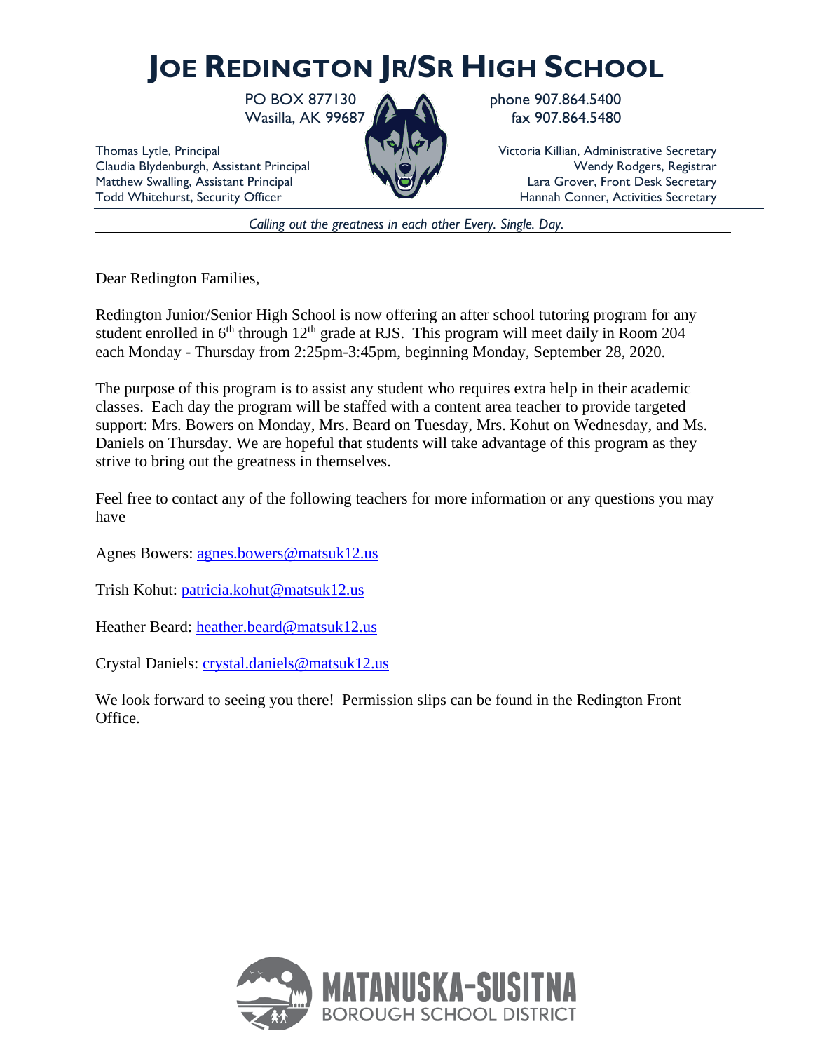# JOE REDINGTON JR/SR HIGH SCHOOL

PO BOX 877130
Wasilla, AK 99687

phone 907.864.5400
fax 907.864.5480

Thomas Lytle, Principal
Claudia Blydenburgh, Assistant Principal
Matthew Swalling, Assistant Principal
Todd Whitehurst, Security Officer

Victoria Killian, Administrative Secretary
Wendy Rodgers, Registrar
Lara Grover, Front Desk Secretary
Hannah Conner, Activities Secretary

*Calling out the greatness in each other Every. Single. Day.*

---

Dear Redington Families,

Redington Junior/Senior High School is now offering an after school tutoring program for any student enrolled in 6th through 12th grade at RJS. This program will meet daily in Room 204 each Monday - Thursday from 2:25pm-3:45pm, beginning Monday, September 28, 2020.

The purpose of this program is to assist any student who requires extra help in their academic classes. Each day the program will be staffed with a content area teacher to provide targeted support: Mrs. Bowers on Monday, Mrs. Beard on Tuesday, Mrs. Kohut on Wednesday, and Ms. Daniels on Thursday. We are hopeful that students will take advantage of this program as they strive to bring out the greatness in themselves.

Feel free to contact any of the following teachers for more information or any questions you may have

Agnes Bowers: agnes.bowers@matsuk12.us

Trish Kohut: patricia.kohut@matsuk12.us

Heather Beard: heather.beard@matsuk12.us

Crystal Daniels: crystal.daniels@matsuk12.us

We look forward to seeing you there! Permission slips can be found in the Redington Front Office.

MATANUSKA-SUSITNA
BOROUGH SCHOOL DISTRICT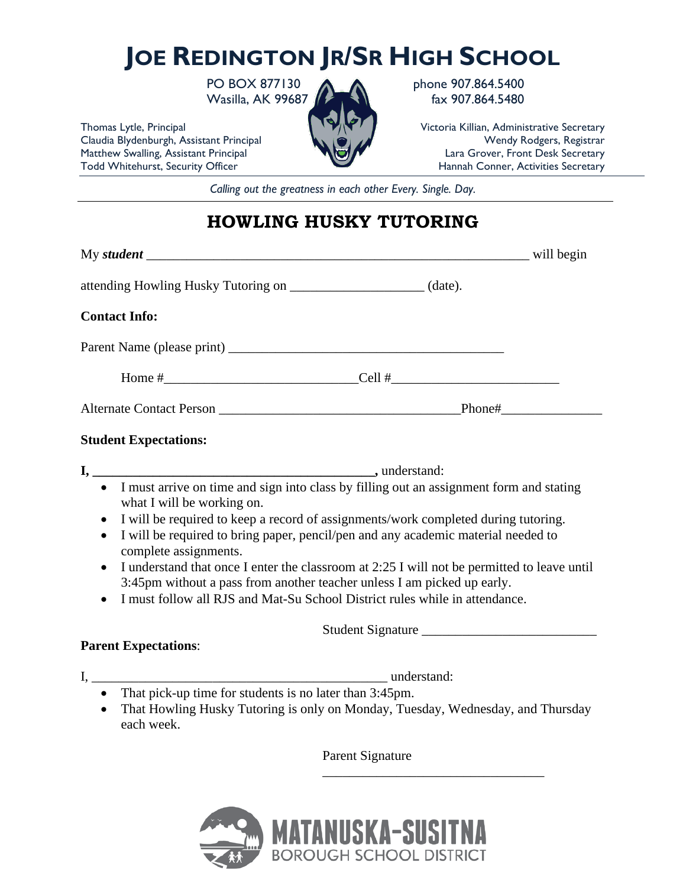# JOE REDINGTON JR/SR HIGH SCHOOL

PO BOX 877130
Wasilla, AK 99687

phone 907.864.5400
fax 907.864.5480

Thomas Lytle, Principal
Claudia Blydenburgh, Assistant Principal
Matthew Swalling, Assistant Principal
Todd Whitehurst, Security Officer

Victoria Killian, Administrative Secretary
Wendy Rodgers, Registrar
Lara Grover, Front Desk Secretary
Hannah Conner, Activities Secretary

*Calling out the greatness in each other Every. Single. Day.*

## HOWLING HUSKY TUTORING

My ***student*** ___________________________________________________________ will begin

attending Howling Husky Tutoring on ___________________ (date).

**Contact Info:**

Parent Name (please print) ________________________________________

Home #____________________________Cell #_________________________

Alternate Contact Person ____________________________________Phone#_______________

**Student Expectations:**

**I, ___________________________________________,** understand:

- I must arrive on time and sign into class by filling out an assignment form and stating what I will be working on.
- I will be required to keep a record of assignments/work completed during tutoring.
- I will be required to bring paper, pencil/pen and any academic material needed to complete assignments.
- I understand that once I enter the classroom at 2:25 I will not be permitted to leave until 3:45pm without a pass from another teacher unless I am picked up early.
- I must follow all RJS and Mat-Su School District rules while in attendance.

Student Signature __________________________

**Parent Expectations**:

I, _____________________________________________ understand:

- That pick-up time for students is no later than 3:45pm.
- That Howling Husky Tutoring is only on Monday, Tuesday, Wednesday, and Thursday each week.

Parent Signature

_________________________________

MATANUSKA-SUSITNA
BOROUGH SCHOOL DISTRICT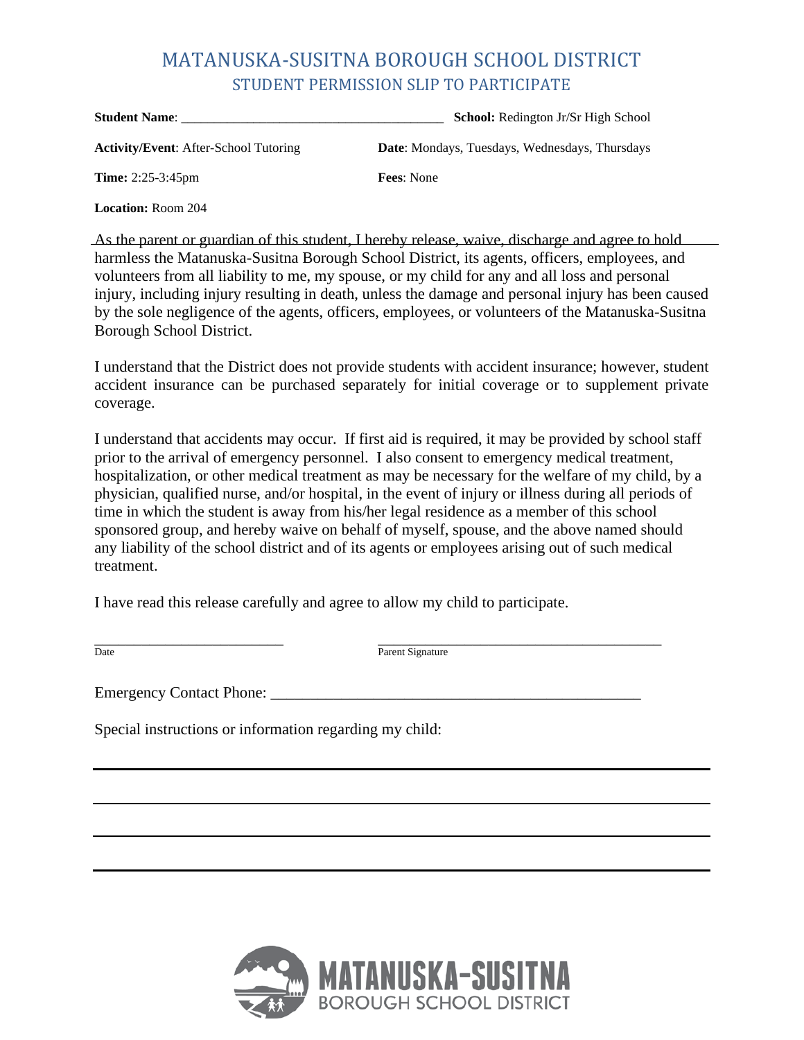# MATANUSKA-SUSITNA BOROUGH SCHOOL DISTRICT

## STUDENT PERMISSION SLIP TO PARTICIPATE

**Student Name**: ________________________________________ **School:** Redington Jr/Sr High School

**Activity/Event**: After-School Tutoring **Date**: Mondays, Tuesdays, Wednesdays, Thursdays

**Time:** 2:25-3:45pm **Fees**: None

**Location:** Room 204

As the parent or guardian of this student, I hereby release, waive, discharge and agree to hold harmless the Matanuska-Susitna Borough School District, its agents, officers, employees, and volunteers from all liability to me, my spouse, or my child for any and all loss and personal injury, including injury resulting in death, unless the damage and personal injury has been caused by the sole negligence of the agents, officers, employees, or volunteers of the Matanuska-Susitna Borough School District.

I understand that the District does not provide students with accident insurance; however, student accident insurance can be purchased separately for initial coverage or to supplement private coverage.

I understand that accidents may occur. If first aid is required, it may be provided by school staff prior to the arrival of emergency personnel. I also consent to emergency medical treatment, hospitalization, or other medical treatment as may be necessary for the welfare of my child, by a physician, qualified nurse, and/or hospital, in the event of injury or illness during all periods of time in which the student is away from his/her legal residence as a member of this school sponsored group, and hereby waive on behalf of myself, spouse, and the above named should any liability of the school district and of its agents or employees arising out of such medical treatment.

I have read this release carefully and agree to allow my child to participate.

__________________________ __________________________________________

Date Parent Signature

Emergency Contact Phone: __________________________________________________

Special instructions or information regarding my child:

______________________________________________________________________

______________________________________________________________________

______________________________________________________________________

______________________________________________________________________

MATANUSKA-SUSITNA BOROUGH SCHOOL DISTRICT